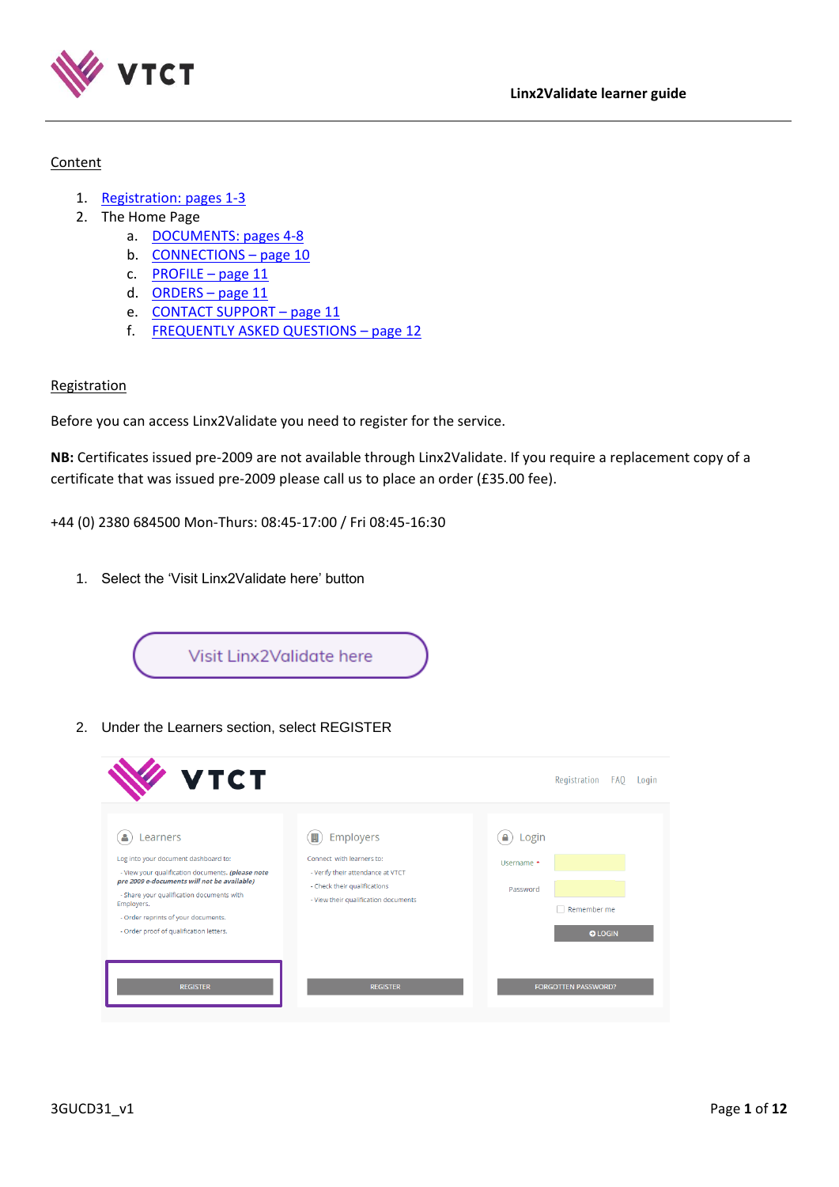Content

1. Registration: pages 1-3
2. The Home Page
   a. DOCUMENTS: pages 4-8
   b. CONNECTIONS – page 10
   c. PROFILE – page 11
   d. ORDERS – page 11
   e. CONTACT SUPPORT – page 11
   f. FREQUENTLY ASKED QUESTIONS – page 12

Registration

Before you can access Linx2Validate you need to register for the service.

**NB:** Certificates issued pre-2009 are not available through Linx2Validate. If you require a replacement copy of a certificate that was issued pre-2009 please call us to place an order (£35.00 fee).

+44 (0) 2380 684500 Mon-Thurs: 08:45-17:00 / Fri 08:45-16:30

1. Select the 'Visit Linx2Validate here' button

2. Under the Learners section, select REGISTER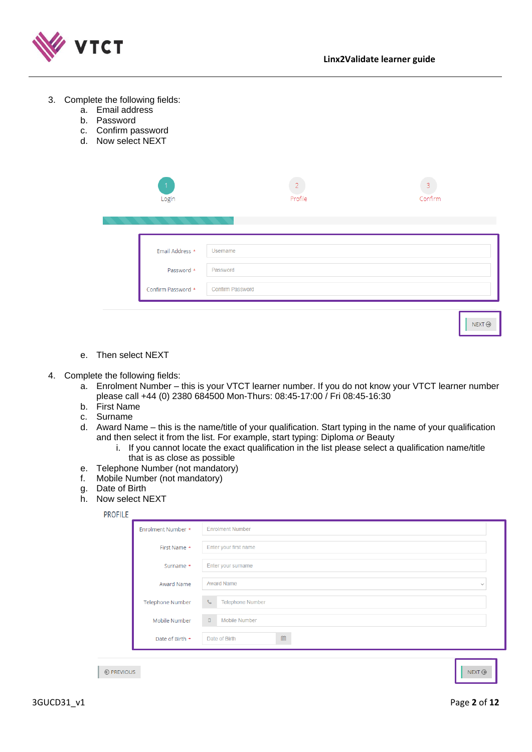3. Complete the following fields:
   a. Email address
   b. Password
   c. Confirm password
   d. Now select NEXT

1 Login — 2 Profile — 3 Confirm

Email Address * Username

Password * Password

Confirm Password * Confirm Password

NEXT

   e. Then select NEXT

4. Complete the following fields:
   a. Enrolment Number – this is your VTCT learner number. If you do not know your VTCT learner number please call +44 (0) 2380 684500 Mon-Thurs: 08:45-17:00 / Fri 08:45-16:30
   b. First Name
   c. Surname
   d. Award Name – this is the name/title of your qualification. Start typing in the name of your qualification and then select it from the list. For example, start typing: Diploma *or* Beauty
      i. If you cannot locate the exact qualification in the list please select a qualification name/title that is as close as possible
   e. Telephone Number (not mandatory)
   f. Mobile Number (not mandatory)
   g. Date of Birth
   h. Now select NEXT

PROFILE

Enrolment Number * Enrolment Number

First Name * Enter your first name

Surname * Enter your surname

Award Name Award Name

Telephone Number Telephone Number

Mobile Number Mobile Number

Date of Birth * Date of Birth

PREVIOUS NEXT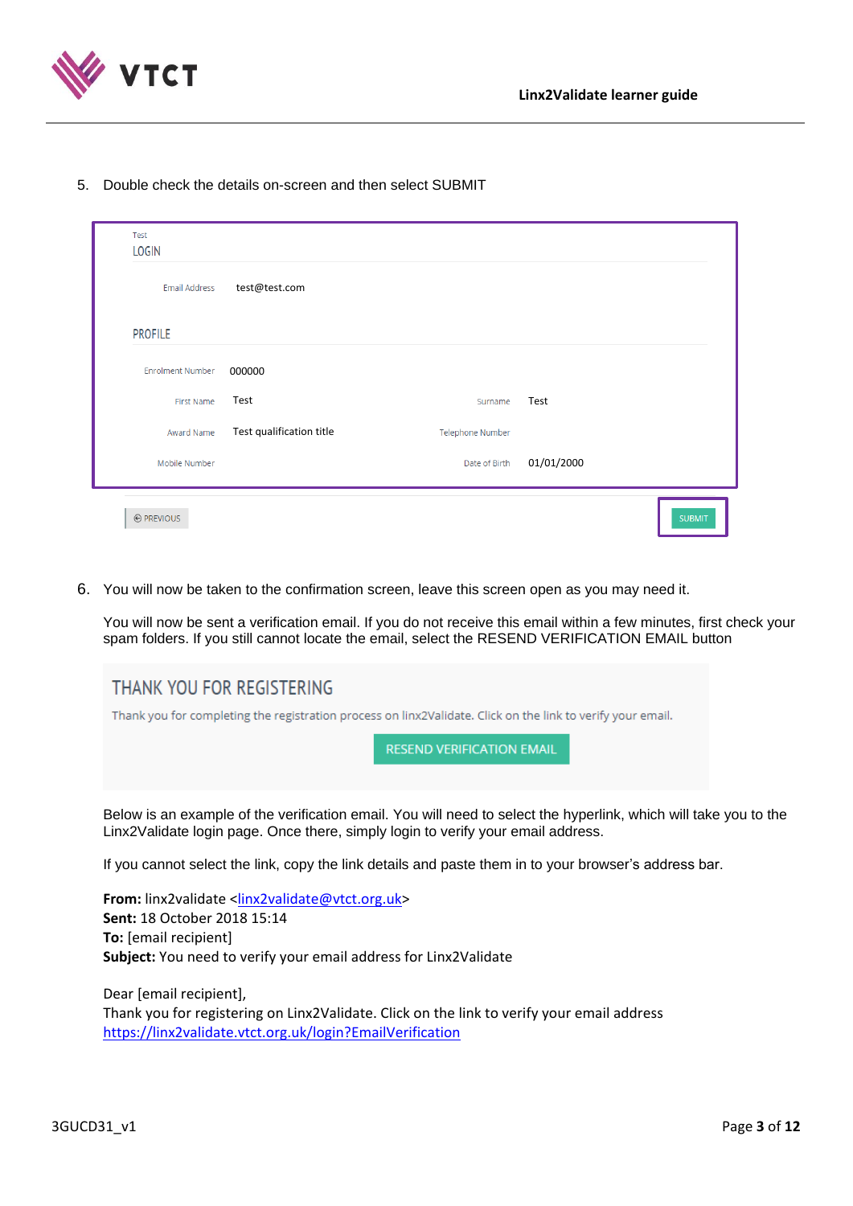5. Double check the details on-screen and then select SUBMIT

Test
LOGIN

| | |
|---|---|
| Email Address | test@test.com |

PROFILE

| | | | |
|---|---|---|---|
| Enrolment Number | 000000 | | |
| First Name | Test | Surname | Test |
| Award Name | Test qualification title | Telephone Number | |
| Mobile Number | | Date of Birth | 01/01/2000 |

PREVIOUS    SUBMIT

6. You will now be taken to the confirmation screen, leave this screen open as you may need it.

   You will now be sent a verification email. If you do not receive this email within a few minutes, first check your spam folders. If you still cannot locate the email, select the RESEND VERIFICATION EMAIL button

   THANK YOU FOR REGISTERING

   Thank you for completing the registration process on linx2Validate. Click on the link to verify your email.

   RESEND VERIFICATION EMAIL

   Below is an example of the verification email. You will need to select the hyperlink, which will take you to the Linx2Validate login page. Once there, simply login to verify your email address.

   If you cannot select the link, copy the link details and paste them in to your browser's address bar.

   **From:** linx2validate <linx2validate@vtct.org.uk>
   **Sent:** 18 October 2018 15:14
   **To:** [email recipient]
   **Subject:** You need to verify your email address for Linx2Validate

   Dear [email recipient],
   Thank you for registering on Linx2Validate. Click on the link to verify your email address
   https://linx2validate.vtct.org.uk/login?EmailVerification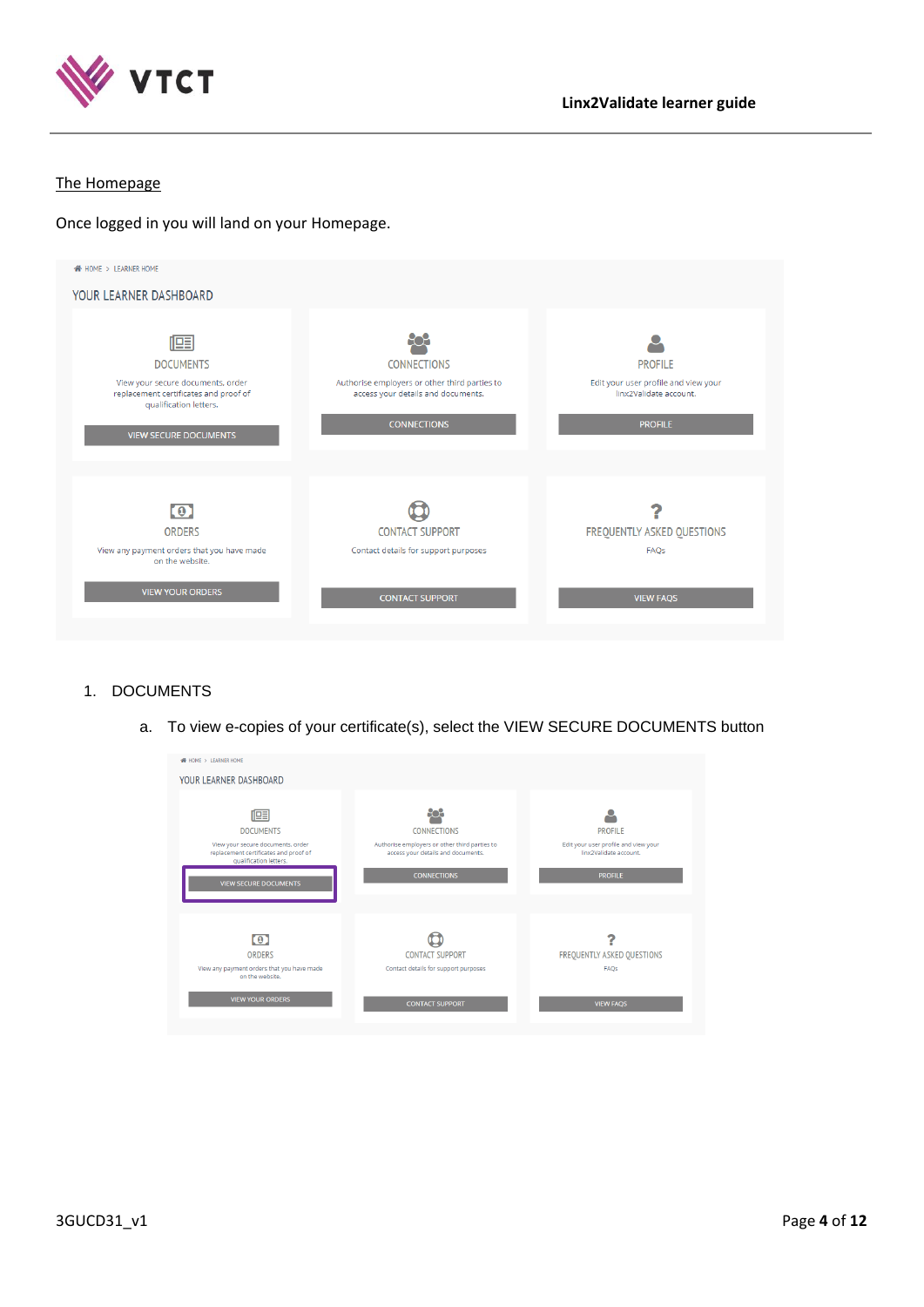<u>The Homepage</u>

Once logged in you will land on your Homepage.

HOME > LEARNER HOME

YOUR LEARNER DASHBOARD

DOCUMENTS

View your secure documents, order replacement certificates and proof of qualification letters.

VIEW SECURE DOCUMENTS

CONNECTIONS

Authorise employers or other third parties to access your details and documents.

CONNECTIONS

PROFILE

Edit your user profile and view your linx2Validate account.

PROFILE

ORDERS

View any payment orders that you have made on the website.

VIEW YOUR ORDERS

CONTACT SUPPORT

Contact details for support purposes

CONTACT SUPPORT

FREQUENTLY ASKED QUESTIONS

FAQs

VIEW FAQS

1. DOCUMENTS

   a. To view e-copies of your certificate(s), select the VIEW SECURE DOCUMENTS button

HOME > LEARNER HOME

YOUR LEARNER DASHBOARD

DOCUMENTS

View your secure documents, order replacement certificates and proof of qualification letters.

VIEW SECURE DOCUMENTS

CONNECTIONS

Authorise employers or other third parties to access your details and documents.

CONNECTIONS

PROFILE

Edit your user profile and view your linx2Validate account.

PROFILE

ORDERS

View any payment orders that you have made on the website.

VIEW YOUR ORDERS

CONTACT SUPPORT

Contact details for support purposes

CONTACT SUPPORT

FREQUENTLY ASKED QUESTIONS

FAQs

VIEW FAQS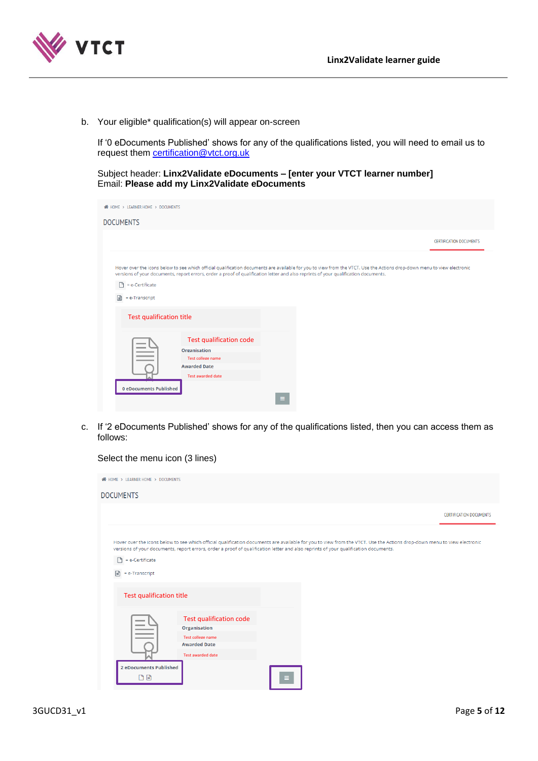b. Your eligible* qualification(s) will appear on-screen

   If '0 eDocuments Published' shows for any of the qualifications listed, you will need to email us to request them certification@vtct.org.uk

   Subject header: **Linx2Validate eDocuments – [enter your VTCT learner number]**
   Email: **Please add my Linx2Validate eDocuments**

   HOME › LEARNER HOME › DOCUMENTS

   DOCUMENTS

   CERTIFICATION DOCUMENTS

   Hover over the icons below to see which official qualification documents are available for you to view from the VTCT. Use the Actions drop-down menu to view electronic versions of your documents, report errors, order a proof of qualification letter and also reprints of your qualification documents.

   = e-Certificate

   = e-Transcript

   Test qualification title

   Test qualification code

   Organisation

   Test college name

   Awarded Date

   Test awarded date

   0 eDocuments Published

c. If '2 eDocuments Published' shows for any of the qualifications listed, then you can access them as follows:

   Select the menu icon (3 lines)

   HOME › LEARNER HOME › DOCUMENTS

   DOCUMENTS

   CERTIFICATION DOCUMENTS

   Hover over the icons below to see which official qualification documents are available for you to view from the VTCT. Use the Actions drop-down menu to view electronic versions of your documents, report errors, order a proof of qualification letter and also reprints of your qualification documents.

   = e-Certificate

   = e-Transcript

   Test qualification title

   Test qualification code

   Organisation

   Test college name

   Awarded Date

   Test awarded date

   2 eDocuments Published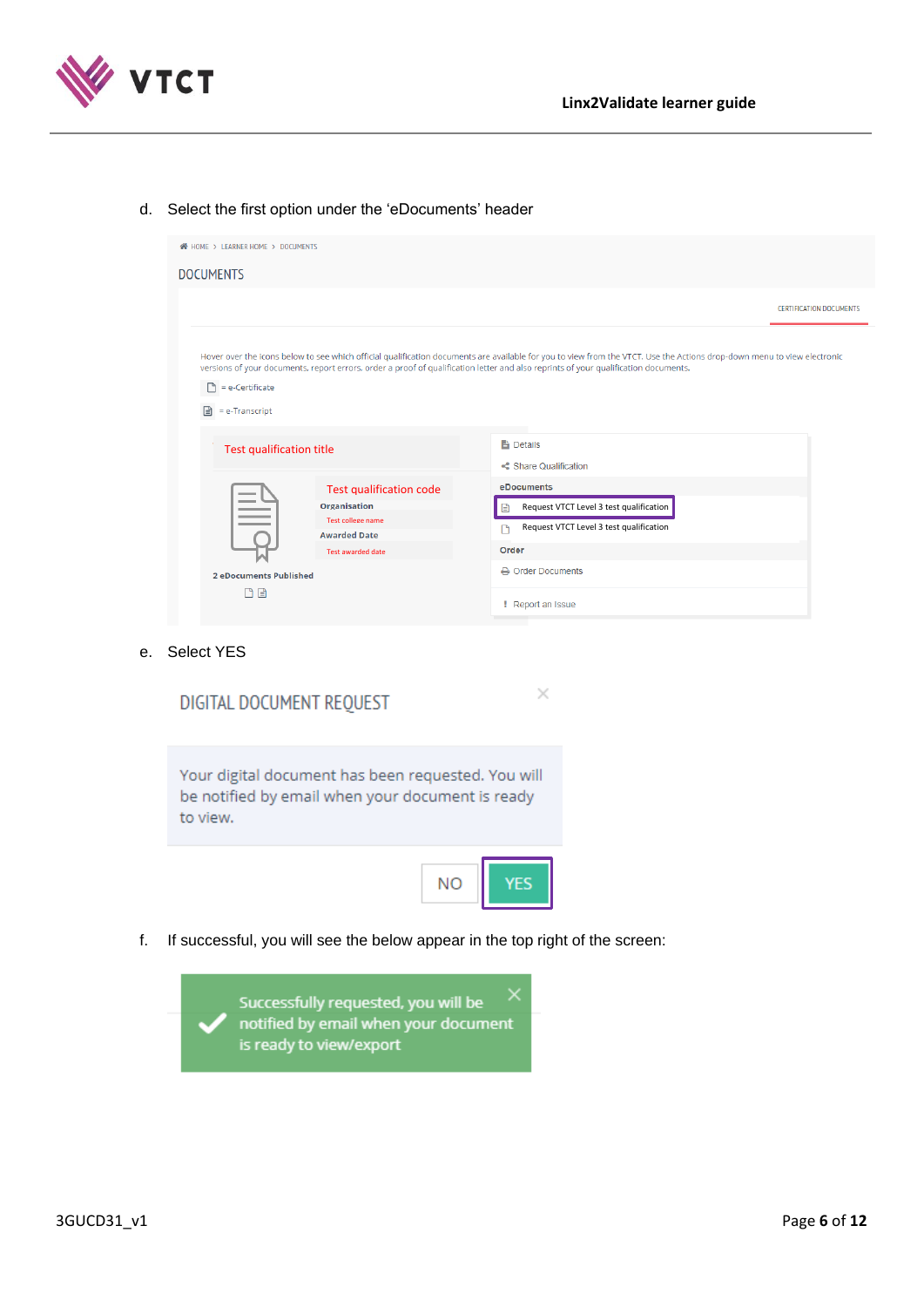d. Select the first option under the 'eDocuments' header

HOME > LEARNER HOME > DOCUMENTS

DOCUMENTS

CERTIFICATION DOCUMENTS

Hover over the icons below to see which official qualification documents are available for you to view from the VTCT. Use the Actions drop-down menu to view electronic versions of your documents, report errors, order a proof of qualification letter and also reprints of your qualification documents.

= e-Certificate

= e-Transcript

Test qualification title

Test qualification code

Organisation

Test college name

Awarded Date

Test awarded date

2 eDocuments Published

Details

Share Qualification

eDocuments

Request VTCT Level 3 test qualification

Request VTCT Level 3 test qualification

Order

Order Documents

Report an Issue

e. Select YES

DIGITAL DOCUMENT REQUEST

Your digital document has been requested. You will be notified by email when your document is ready to view.

NO YES

f. If successful, you will see the below appear in the top right of the screen:

Successfully requested, you will be notified by email when your document is ready to view/export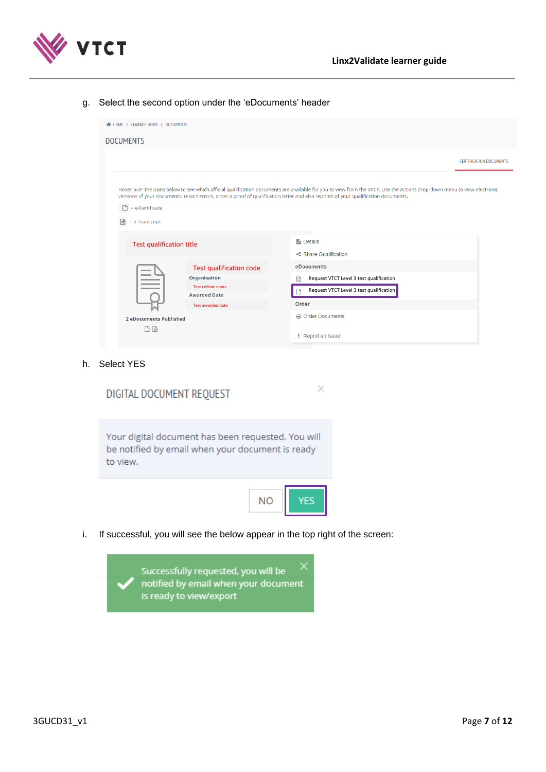g. Select the second option under the 'eDocuments' header

HOME > LEARNER HOME > DOCUMENTS

DOCUMENTS

CERTIFICATION DOCUMENTS

Hover over the icons below to see which official qualification documents are available for you to view from the VTCT. Use the Actions drop-down menu to view electronic versions of your documents, report errors, order a proof of qualification letter and also reprints of your qualification documents.

= e-Certificate

= e-Transcript

Test qualification title

Test qualification code

Organisation

Test college name

Awarded Date

Test awarded date

2 eDocuments Published

Details

Share Qualification

eDocuments

Request VTCT Level 3 test qualification

Request VTCT Level 3 test qualification

Order

Order Documents

Report an Issue

h. Select YES

DIGITAL DOCUMENT REQUEST

Your digital document has been requested. You will be notified by email when your document is ready to view.

NO YES

i. If successful, you will see the below appear in the top right of the screen:

Successfully requested, you will be notified by email when your document is ready to view/export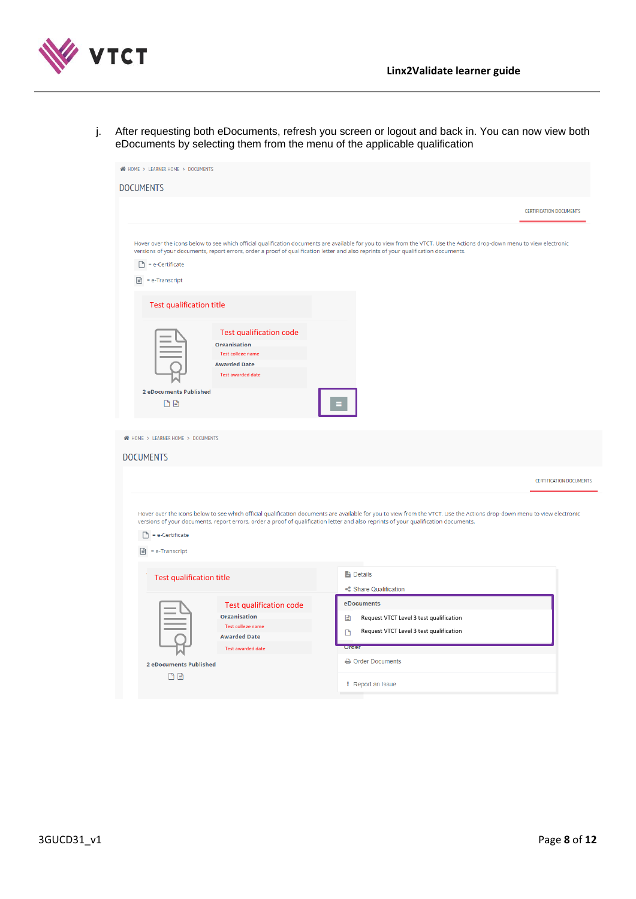j. After requesting both eDocuments, refresh you screen or logout and back in. You can now view both eDocuments by selecting them from the menu of the applicable qualification

HOME > LEARNER HOME > DOCUMENTS

DOCUMENTS

CERTIFICATION DOCUMENTS

Hover over the icons below to see which official qualification documents are available for you to view from the VTCT. Use the Actions drop-down menu to view electronic versions of your documents, report errors, order a proof of qualification letter and also reprints of your qualification documents.

= e-Certificate

= e-Transcript

Test qualification title

Test qualification code

Organisation

Test college name

Awarded Date

Test awarded date

2 eDocuments Published

HOME > LEARNER HOME > DOCUMENTS

DOCUMENTS

CERTIFICATION DOCUMENTS

Hover over the icons below to see which official qualification documents are available for you to view from the VTCT. Use the Actions drop-down menu to view electronic versions of your documents, report errors, order a proof of qualification letter and also reprints of your qualification documents.

= e-Certificate

= e-Transcript

Test qualification title

Test qualification code

Organisation

Test college name

Awarded Date

Test awarded date

2 eDocuments Published

Details

Share Qualification

eDocuments

Request VTCT Level 3 test qualification

Request VTCT Level 3 test qualification

Order

Order Documents

Report an Issue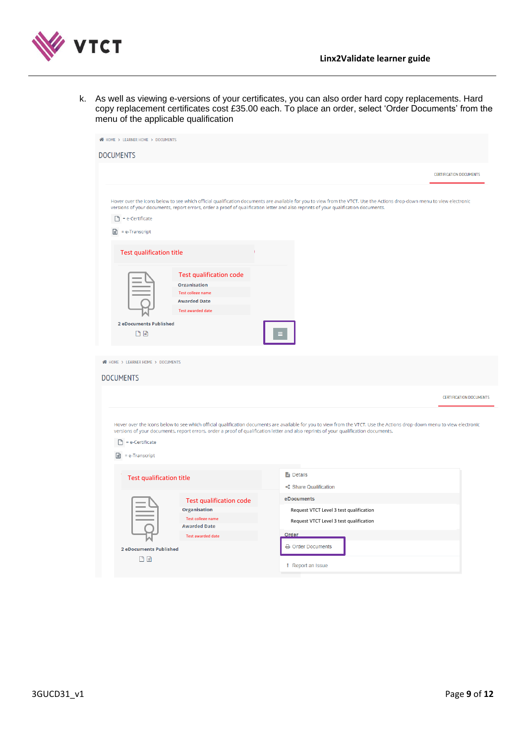k. As well as viewing e-versions of your certificates, you can also order hard copy replacements. Hard copy replacement certificates cost £35.00 each. To place an order, select 'Order Documents' from the menu of the applicable qualification

HOME > LEARNER HOME > DOCUMENTS

DOCUMENTS

CERTIFICATION DOCUMENTS

Hover over the icons below to see which official qualification documents are available for you to view from the VTCT. Use the Actions drop-down menu to view electronic versions of your documents, report errors, order a proof of qualification letter and also reprints of your qualification documents.

= e-Certificate

= e-Transcript

Test qualification title

Test qualification code

Organisation

Test college name

Awarded Date

Test awarded date

2 eDocuments Published

HOME > LEARNER HOME > DOCUMENTS

DOCUMENTS

CERTIFICATION DOCUMENTS

Hover over the icons below to see which official qualification documents are available for you to view from the VTCT. Use the Actions drop-down menu to view electronic versions of your documents, report errors, order a proof of qualification letter and also reprints of your qualification documents.

= e-Certificate

= e-Transcript

Test qualification title

Test qualification code

Organisation

Test college name

Awarded Date

Test awarded date

2 eDocuments Published

Details

Share Qualification

eDocuments

Request VTCT Level 3 test qualification

Request VTCT Level 3 test qualification

Order

Order Documents

Report an Issue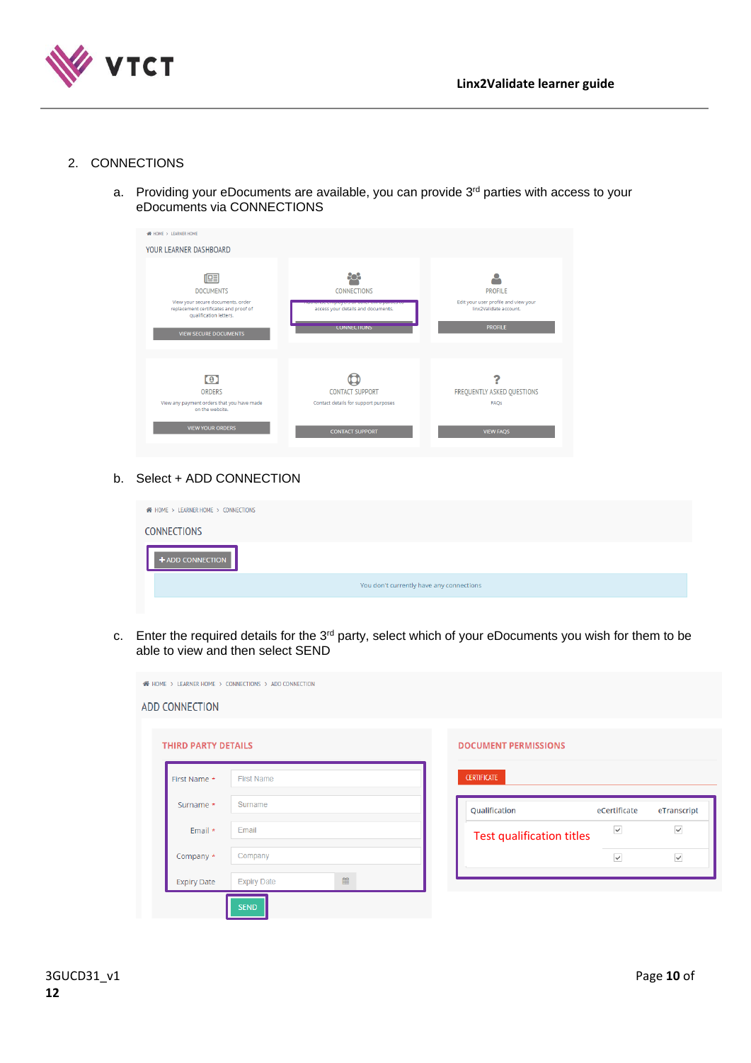2. CONNECTIONS

   a. Providing your eDocuments are available, you can provide 3rd parties with access to your eDocuments via CONNECTIONS

   b. Select + ADD CONNECTION

   c. Enter the required details for the 3rd party, select which of your eDocuments you wish for them to be able to view and then select SEND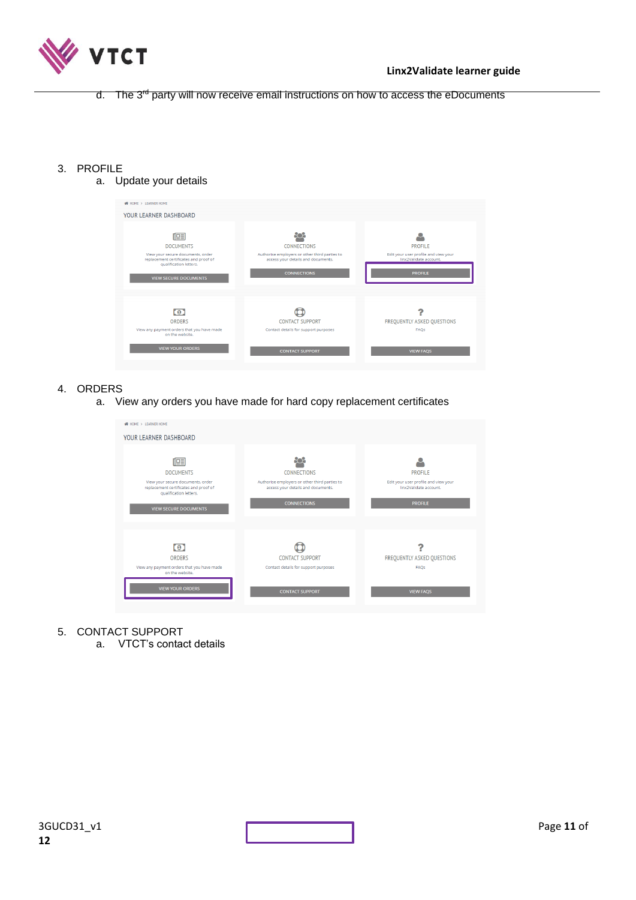d. The 3rd party will now receive email instructions on how to access the eDocuments

3. PROFILE
   a. Update your details

4. ORDERS
   a. View any orders you have made for hard copy replacement certificates

5. CONTACT SUPPORT
   a. VTCT's contact details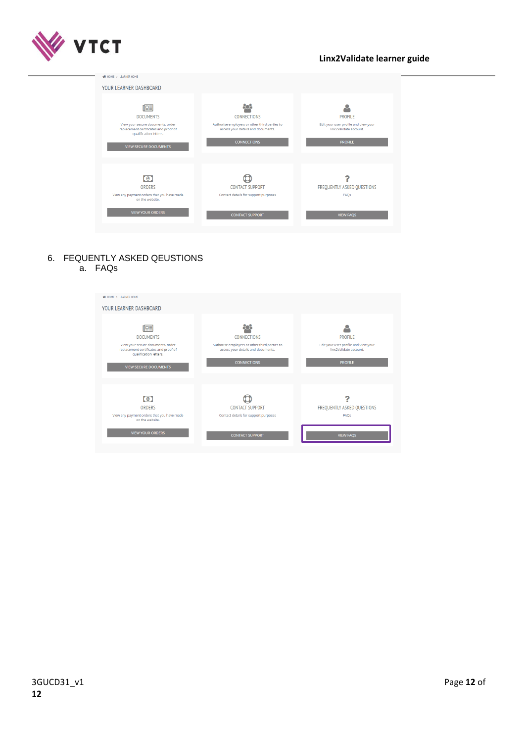HOME > LEARNER HOME

YOUR LEARNER DASHBOARD

DOCUMENTS

View your secure documents, order replacement certificates and proof of qualification letters.

VIEW SECURE DOCUMENTS

CONNECTIONS

Authorise employers or other third parties to access your details and documents.

CONNECTIONS

PROFILE

Edit your user profile and view your linx2validate account.

PROFILE

ORDERS

View any payment orders that you have made on the website.

VIEW YOUR ORDERS

CONTACT SUPPORT

Contact details for support purposes

CONTACT SUPPORT

FREQUENTLY ASKED QUESTIONS

FAQs

VIEW FAQS

6. FEQUENTLY ASKED QEUSTIONS
   a. FAQs

HOME > LEARNER HOME

YOUR LEARNER DASHBOARD

DOCUMENTS

View your secure documents, order replacement certificates and proof of qualification letters.

VIEW SECURE DOCUMENTS

CONNECTIONS

Authorise employers or other third parties to access your details and documents.

CONNECTIONS

PROFILE

Edit your user profile and view your linx2validate account.

PROFILE

ORDERS

View any payment orders that you have made on the website.

VIEW YOUR ORDERS

CONTACT SUPPORT

Contact details for support purposes

CONTACT SUPPORT

FREQUENTLY ASKED QUESTIONS

FAQs

VIEW FAQS